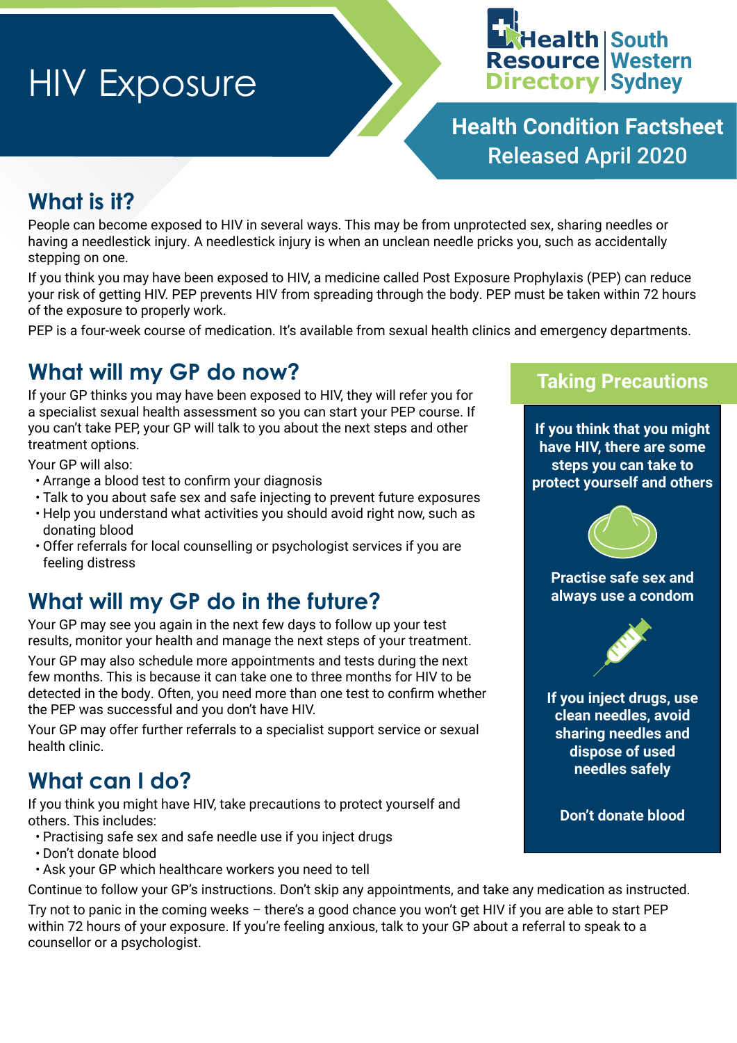# HIV Exposure

Health Resource Directory | South Western Sydney

**Health Condition Factsheet**
**Released April 2020**

## What is it?

People can become exposed to HIV in several ways. This may be from unprotected sex, sharing needles or having a needlestick injury. A needlestick injury is when an unclean needle pricks you, such as accidentally stepping on one.

If you think you may have been exposed to HIV, a medicine called Post Exposure Prophylaxis (PEP) can reduce your risk of getting HIV. PEP prevents HIV from spreading through the body. PEP must be taken within 72 hours of the exposure to properly work.

PEP is a four-week course of medication. It's available from sexual health clinics and emergency departments.

## What will my GP do now?

If your GP thinks you may have been exposed to HIV, they will refer you for a specialist sexual health assessment so you can start your PEP course. If you can't take PEP, your GP will talk to you about the next steps and other treatment options.

Your GP will also:

- Arrange a blood test to confirm your diagnosis
- Talk to you about safe sex and safe injecting to prevent future exposures
- Help you understand what activities you should avoid right now, such as donating blood
- Offer referrals for local counselling or psychologist services if you are feeling distress

## What will my GP do in the future?

Your GP may see you again in the next few days to follow up your test results, monitor your health and manage the next steps of your treatment.

Your GP may also schedule more appointments and tests during the next few months. This is because it can take one to three months for HIV to be detected in the body. Often, you need more than one test to confirm whether the PEP was successful and you don't have HIV.

Your GP may offer further referrals to a specialist support service or sexual health clinic.

## What can I do?

If you think you might have HIV, take precautions to protect yourself and others. This includes:

- Practising safe sex and safe needle use if you inject drugs
- Don't donate blood
- Ask your GP which healthcare workers you need to tell

Continue to follow your GP's instructions. Don't skip any appointments, and take any medication as instructed.

Try not to panic in the coming weeks – there's a good chance you won't get HIV if you are able to start PEP within 72 hours of your exposure. If you're feeling anxious, talk to your GP about a referral to speak to a counsellor or a psychologist.

## Taking Precautions

**If you think that you might have HIV, there are some steps you can take to protect yourself and others**

**Practise safe sex and always use a condom**

**If you inject drugs, use clean needles, avoid sharing needles and dispose of used needles safely**

**Don't donate blood**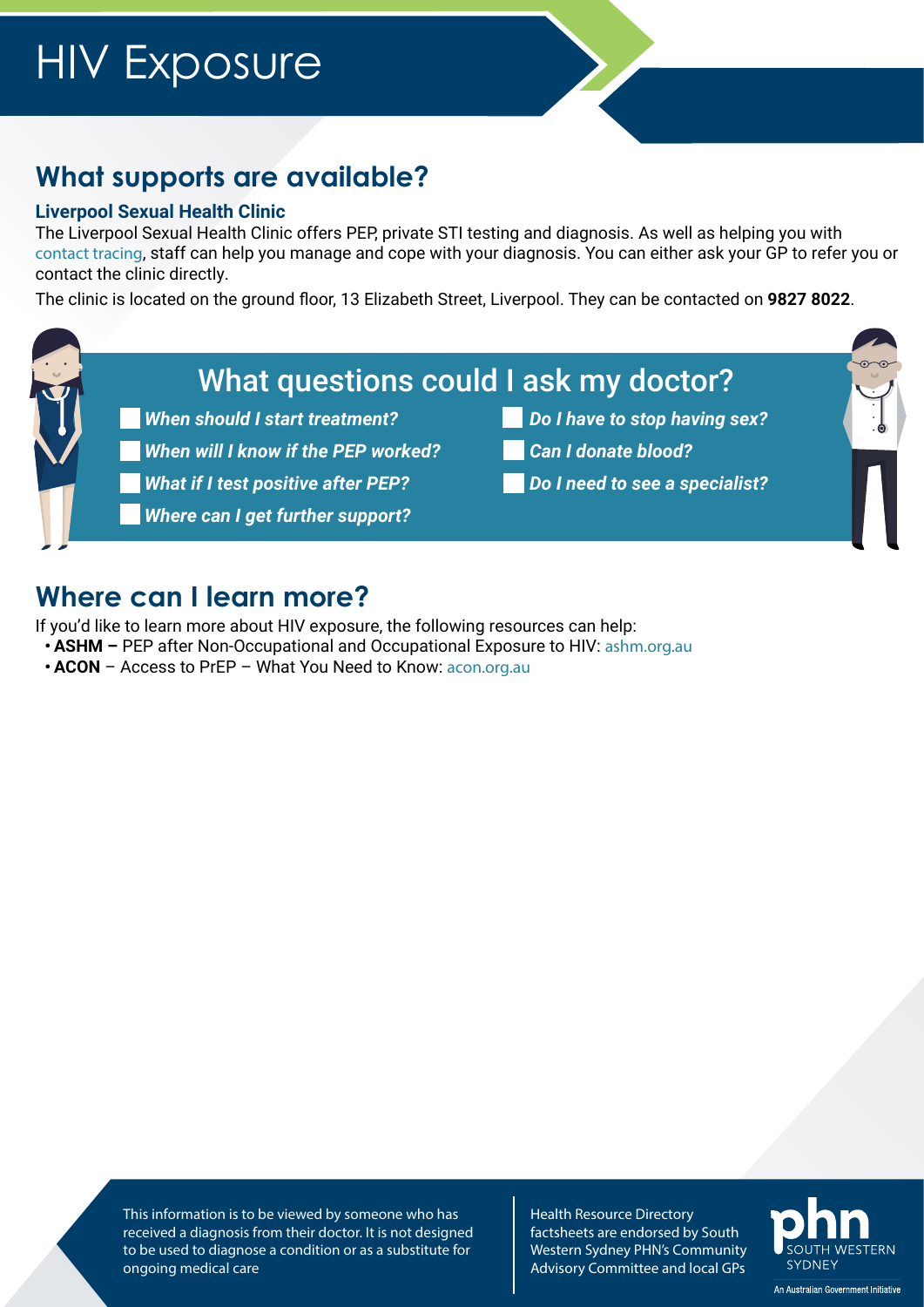# HIV Exposure

## What supports are available?

### Liverpool Sexual Health Clinic

The Liverpool Sexual Health Clinic offers PEP, private STI testing and diagnosis. As well as helping you with contact tracing, staff can help you manage and cope with your diagnosis. You can either ask your GP to refer you or contact the clinic directly.

The clinic is located on the ground floor, 13 Elizabeth Street, Liverpool. They can be contacted on **9827 8022**.

## What questions could I ask my doctor?

- ***When should I start treatment?***
- ***When will I know if the PEP worked?***
- ***What if I test positive after PEP?***
- ***Where can I get further support?***
- ***Do I have to stop having sex?***
- ***Can I donate blood?***
- ***Do I need to see a specialist?***

## Where can I learn more?

If you'd like to learn more about HIV exposure, the following resources can help:

- **ASHM –** PEP after Non-Occupational and Occupational Exposure to HIV: ashm.org.au
- **ACON** – Access to PrEP – What You Need to Know: acon.org.au

This information is to be viewed by someone who has received a diagnosis from their doctor. It is not designed to be used to diagnose a condition or as a substitute for ongoing medical care

Health Resource Directory factsheets are endorsed by South Western Sydney PHN's Community Advisory Committee and local GPs

phn SOUTH WESTERN SYDNEY

An Australian Government Initiative